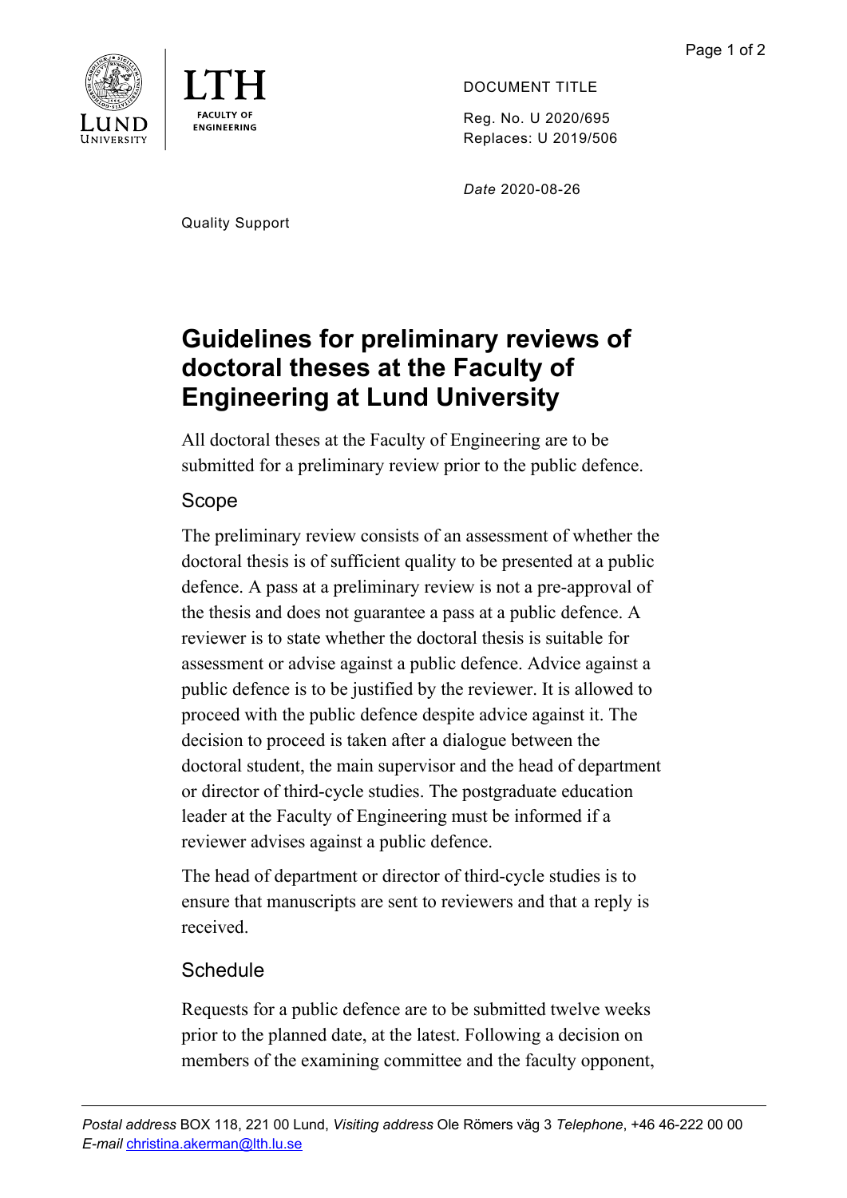DOCUMENT TITLE

Reg. No. U 2020/695
Replaces: U 2019/506

*Date* 2020-08-26

Quality Support

# Guidelines for preliminary reviews of doctoral theses at the Faculty of Engineering at Lund University

All doctoral theses at the Faculty of Engineering are to be submitted for a preliminary review prior to the public defence.

## Scope

The preliminary review consists of an assessment of whether the doctoral thesis is of sufficient quality to be presented at a public defence. A pass at a preliminary review is not a pre-approval of the thesis and does not guarantee a pass at a public defence. A reviewer is to state whether the doctoral thesis is suitable for assessment or advise against a public defence. Advice against a public defence is to be justified by the reviewer. It is allowed to proceed with the public defence despite advice against it. The decision to proceed is taken after a dialogue between the doctoral student, the main supervisor and the head of department or director of third-cycle studies. The postgraduate education leader at the Faculty of Engineering must be informed if a reviewer advises against a public defence.

The head of department or director of third-cycle studies is to ensure that manuscripts are sent to reviewers and that a reply is received.

## Schedule

Requests for a public defence are to be submitted twelve weeks prior to the planned date, at the latest. Following a decision on members of the examining committee and the faculty opponent,

*Postal address* BOX 118, 221 00 Lund, *Visiting address* Ole Römers väg 3 *Telephone*, +46 46-222 00 00
*E-mail* christina.akerman@lth.lu.se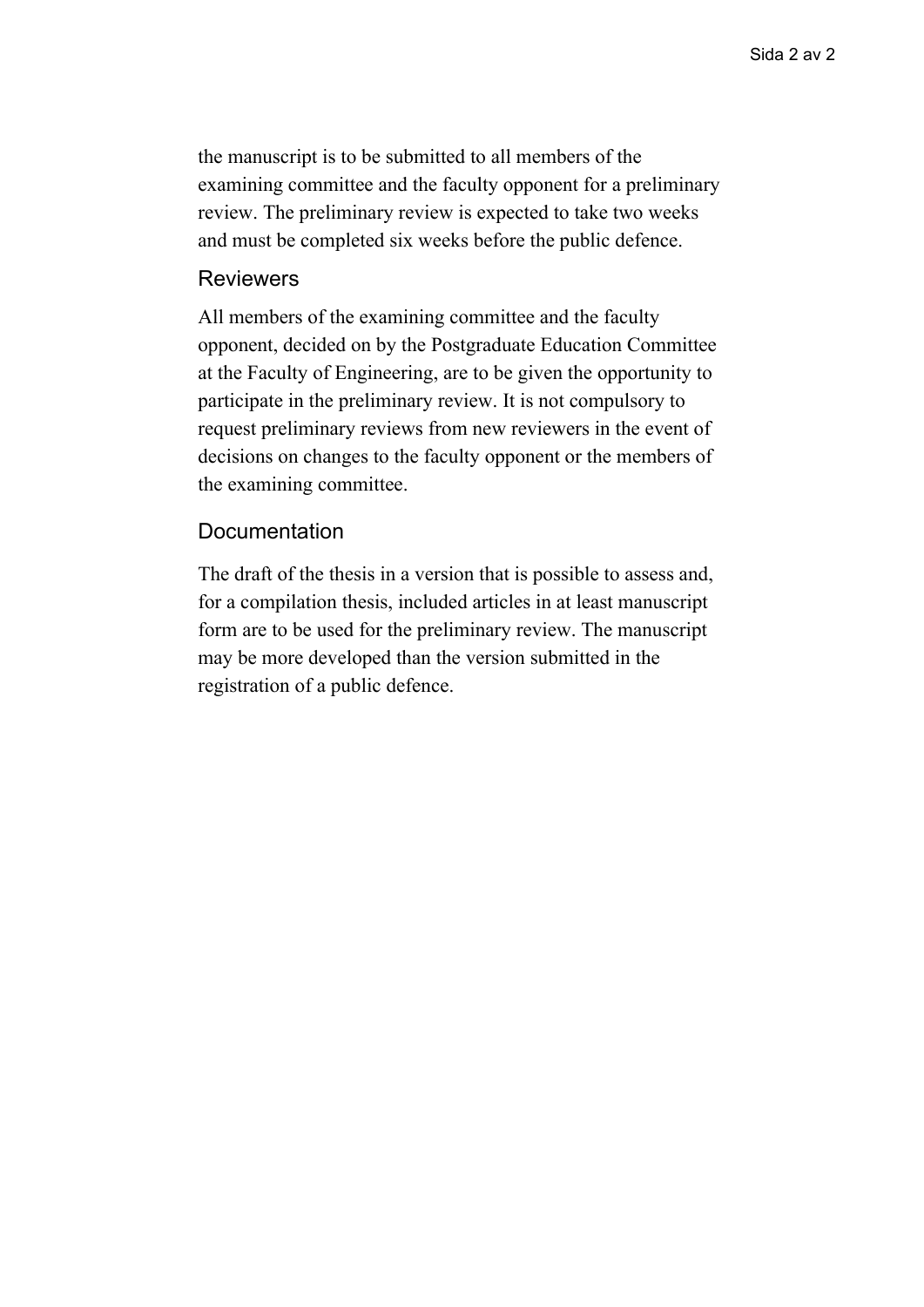the manuscript is to be submitted to all members of the examining committee and the faculty opponent for a preliminary review. The preliminary review is expected to take two weeks and must be completed six weeks before the public defence.

## Reviewers

All members of the examining committee and the faculty opponent, decided on by the Postgraduate Education Committee at the Faculty of Engineering, are to be given the opportunity to participate in the preliminary review. It is not compulsory to request preliminary reviews from new reviewers in the event of decisions on changes to the faculty opponent or the members of the examining committee.

## Documentation

The draft of the thesis in a version that is possible to assess and, for a compilation thesis, included articles in at least manuscript form are to be used for the preliminary review. The manuscript may be more developed than the version submitted in the registration of a public defence.